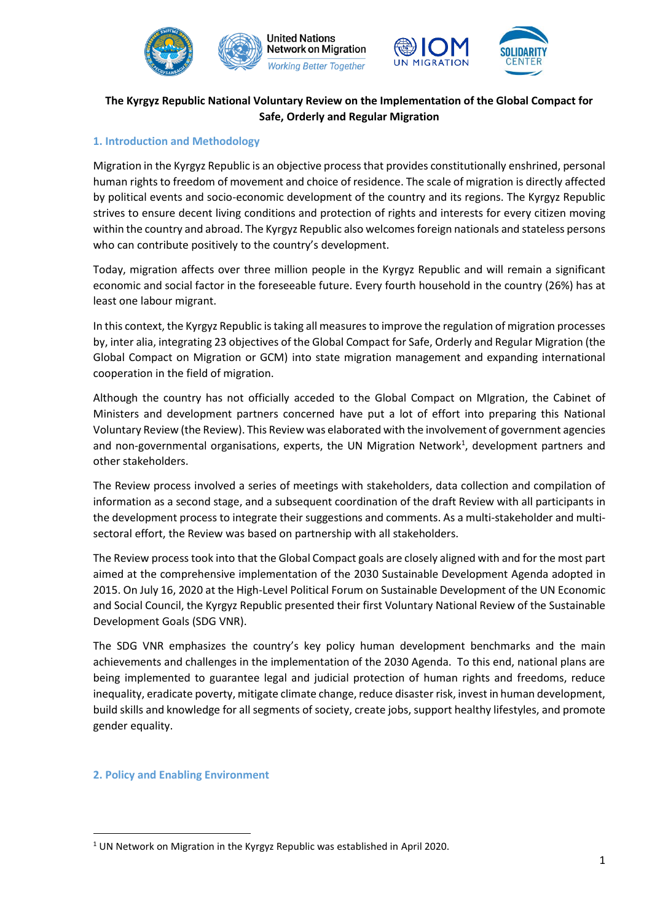**The Kyrgyz Republic National Voluntary Review on the Implementation of the Global Compact for Safe, Orderly and Regular Migration**

## 1. Introduction and Methodology

Migration in the Kyrgyz Republic is an objective process that provides constitutionally enshrined, personal human rights to freedom of movement and choice of residence. The scale of migration is directly affected by political events and socio-economic development of the country and its regions. The Kyrgyz Republic strives to ensure decent living conditions and protection of rights and interests for every citizen moving within the country and abroad. The Kyrgyz Republic also welcomes foreign nationals and stateless persons who can contribute positively to the country's development.

Today, migration affects over three million people in the Kyrgyz Republic and will remain a significant economic and social factor in the foreseeable future. Every fourth household in the country (26%) has at least one labour migrant.

In this context, the Kyrgyz Republic is taking all measures to improve the regulation of migration processes by, inter alia, integrating 23 objectives of the Global Compact for Safe, Orderly and Regular Migration (the Global Compact on Migration or GCM) into state migration management and expanding international cooperation in the field of migration.

Although the country has not officially acceded to the Global Compact on MIgration, the Cabinet of Ministers and development partners concerned have put a lot of effort into preparing this National Voluntary Review (the Review). This Review was elaborated with the involvement of government agencies and non-governmental organisations, experts, the UN Migration Network[1], development partners and other stakeholders.

The Review process involved a series of meetings with stakeholders, data collection and compilation of information as a second stage, and a subsequent coordination of the draft Review with all participants in the development process to integrate their suggestions and comments. As a multi-stakeholder and multi-sectoral effort, the Review was based on partnership with all stakeholders.

The Review process took into that the Global Compact goals are closely aligned with and for the most part aimed at the comprehensive implementation of the 2030 Sustainable Development Agenda adopted in 2015. On July 16, 2020 at the High-Level Political Forum on Sustainable Development of the UN Economic and Social Council, the Kyrgyz Republic presented their first Voluntary National Review of the Sustainable Development Goals (SDG VNR).

The SDG VNR emphasizes the country's key policy human development benchmarks and the main achievements and challenges in the implementation of the 2030 Agenda. To this end, national plans are being implemented to guarantee legal and judicial protection of human rights and freedoms, reduce inequality, eradicate poverty, mitigate climate change, reduce disaster risk, invest in human development, build skills and knowledge for all segments of society, create jobs, support healthy lifestyles, and promote gender equality.

## 2. Policy and Enabling Environment

[1] UN Network on Migration in the Kyrgyz Republic was established in April 2020.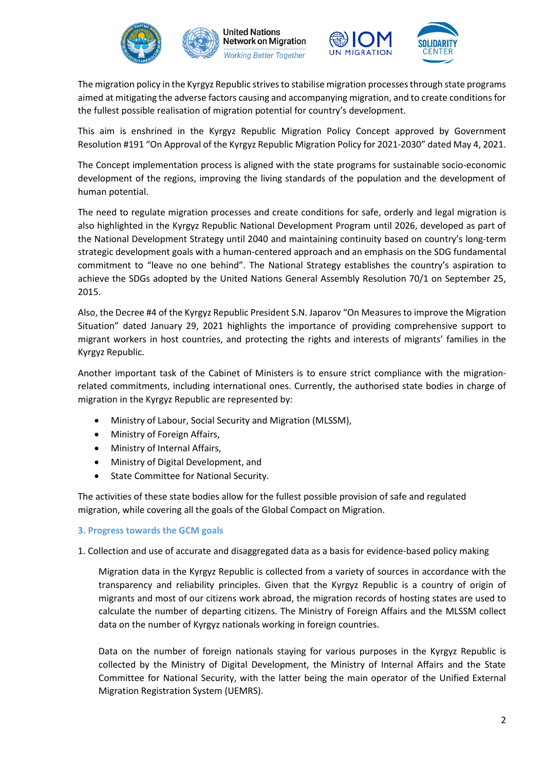The migration policy in the Kyrgyz Republic strives to stabilise migration processes through state programs aimed at mitigating the adverse factors causing and accompanying migration, and to create conditions for the fullest possible realisation of migration potential for country's development.

This aim is enshrined in the Kyrgyz Republic Migration Policy Concept approved by Government Resolution #191 "On Approval of the Kyrgyz Republic Migration Policy for 2021-2030" dated May 4, 2021.

The Concept implementation process is aligned with the state programs for sustainable socio-economic development of the regions, improving the living standards of the population and the development of human potential.

The need to regulate migration processes and create conditions for safe, orderly and legal migration is also highlighted in the Kyrgyz Republic National Development Program until 2026, developed as part of the National Development Strategy until 2040 and maintaining continuity based on country's long-term strategic development goals with a human-centered approach and an emphasis on the SDG fundamental commitment to "leave no one behind". The National Strategy establishes the country's aspiration to achieve the SDGs adopted by the United Nations General Assembly Resolution 70/1 on September 25, 2015.

Also, the Decree #4 of the Kyrgyz Republic President S.N. Japarov "On Measures to improve the Migration Situation" dated January 29, 2021 highlights the importance of providing comprehensive support to migrant workers in host countries, and protecting the rights and interests of migrants' families in the Kyrgyz Republic.

Another important task of the Cabinet of Ministers is to ensure strict compliance with the migration-related commitments, including international ones. Currently, the authorised state bodies in charge of migration in the Kyrgyz Republic are represented by:

- Ministry of Labour, Social Security and Migration (MLSSM),
- Ministry of Foreign Affairs,
- Ministry of Internal Affairs,
- Ministry of Digital Development, and
- State Committee for National Security.

The activities of these state bodies allow for the fullest possible provision of safe and regulated migration, while covering all the goals of the Global Compact on Migration.

## 3. Progress towards the GCM goals

1. Collection and use of accurate and disaggregated data as a basis for evidence-based policy making

Migration data in the Kyrgyz Republic is collected from a variety of sources in accordance with the transparency and reliability principles. Given that the Kyrgyz Republic is a country of origin of migrants and most of our citizens work abroad, the migration records of hosting states are used to calculate the number of departing citizens. The Ministry of Foreign Affairs and the MLSSM collect data on the number of Kyrgyz nationals working in foreign countries.

Data on the number of foreign nationals staying for various purposes in the Kyrgyz Republic is collected by the Ministry of Digital Development, the Ministry of Internal Affairs and the State Committee for National Security, with the latter being the main operator of the Unified External Migration Registration System (UEMRS).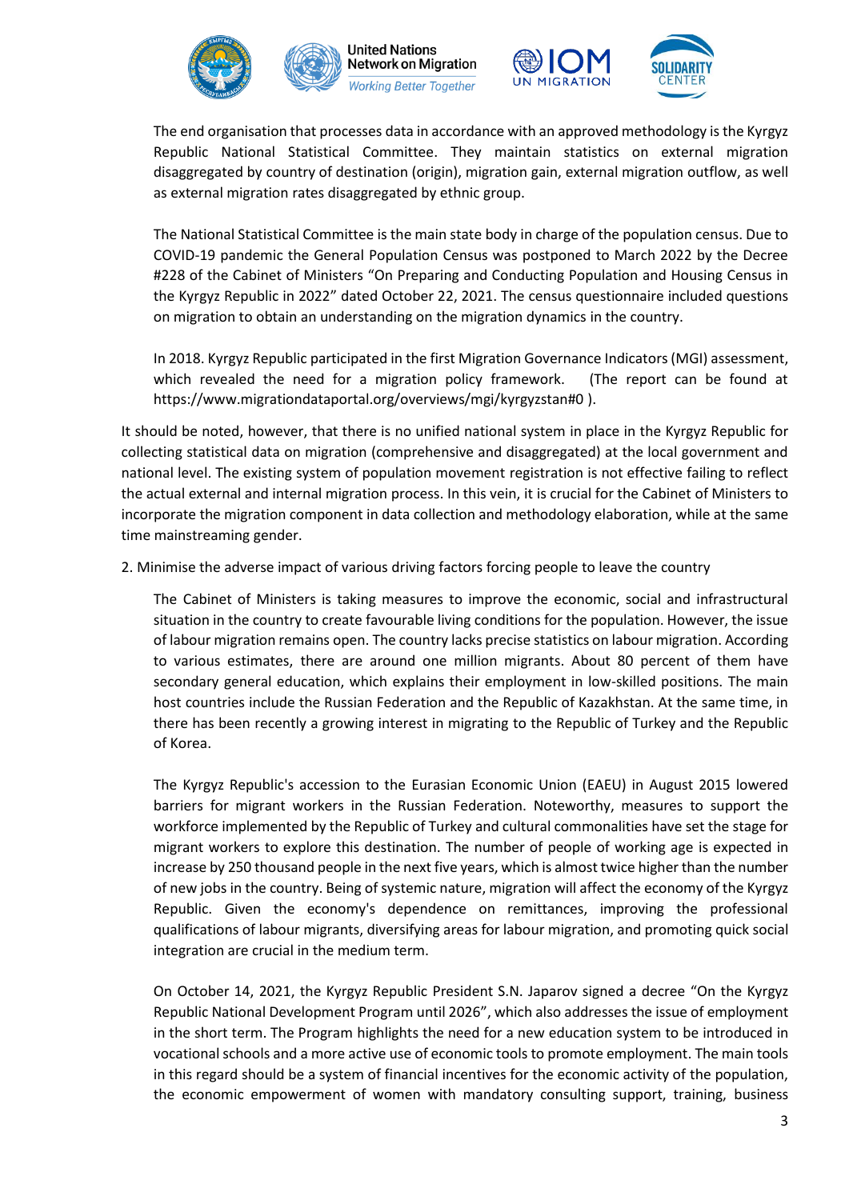The end organisation that processes data in accordance with an approved methodology is the Kyrgyz Republic National Statistical Committee. They maintain statistics on external migration disaggregated by country of destination (origin), migration gain, external migration outflow, as well as external migration rates disaggregated by ethnic group.

The National Statistical Committee is the main state body in charge of the population census. Due to COVID-19 pandemic the General Population Census was postponed to March 2022 by the Decree #228 of the Cabinet of Ministers "On Preparing and Conducting Population and Housing Census in the Kyrgyz Republic in 2022" dated October 22, 2021. The census questionnaire included questions on migration to obtain an understanding on the migration dynamics in the country.

In 2018. Kyrgyz Republic participated in the first Migration Governance Indicators (MGI) assessment, which revealed the need for a migration policy framework. (The report can be found at https://www.migrationdataportal.org/overviews/mgi/kyrgyzstan#0 ).

It should be noted, however, that there is no unified national system in place in the Kyrgyz Republic for collecting statistical data on migration (comprehensive and disaggregated) at the local government and national level. The existing system of population movement registration is not effective failing to reflect the actual external and internal migration process. In this vein, it is crucial for the Cabinet of Ministers to incorporate the migration component in data collection and methodology elaboration, while at the same time mainstreaming gender.

2. Minimise the adverse impact of various driving factors forcing people to leave the country

The Cabinet of Ministers is taking measures to improve the economic, social and infrastructural situation in the country to create favourable living conditions for the population. However, the issue of labour migration remains open. The country lacks precise statistics on labour migration. According to various estimates, there are around one million migrants. About 80 percent of them have secondary general education, which explains their employment in low-skilled positions. The main host countries include the Russian Federation and the Republic of Kazakhstan. At the same time, in there has been recently a growing interest in migrating to the Republic of Turkey and the Republic of Korea.

The Kyrgyz Republic's accession to the Eurasian Economic Union (EAEU) in August 2015 lowered barriers for migrant workers in the Russian Federation. Noteworthy, measures to support the workforce implemented by the Republic of Turkey and cultural commonalities have set the stage for migrant workers to explore this destination. The number of people of working age is expected in increase by 250 thousand people in the next five years, which is almost twice higher than the number of new jobs in the country. Being of systemic nature, migration will affect the economy of the Kyrgyz Republic. Given the economy's dependence on remittances, improving the professional qualifications of labour migrants, diversifying areas for labour migration, and promoting quick social integration are crucial in the medium term.

On October 14, 2021, the Kyrgyz Republic President S.N. Japarov signed a decree "On the Kyrgyz Republic National Development Program until 2026", which also addresses the issue of employment in the short term. The Program highlights the need for a new education system to be introduced in vocational schools and a more active use of economic tools to promote employment. The main tools in this regard should be a system of financial incentives for the economic activity of the population, the economic empowerment of women with mandatory consulting support, training, business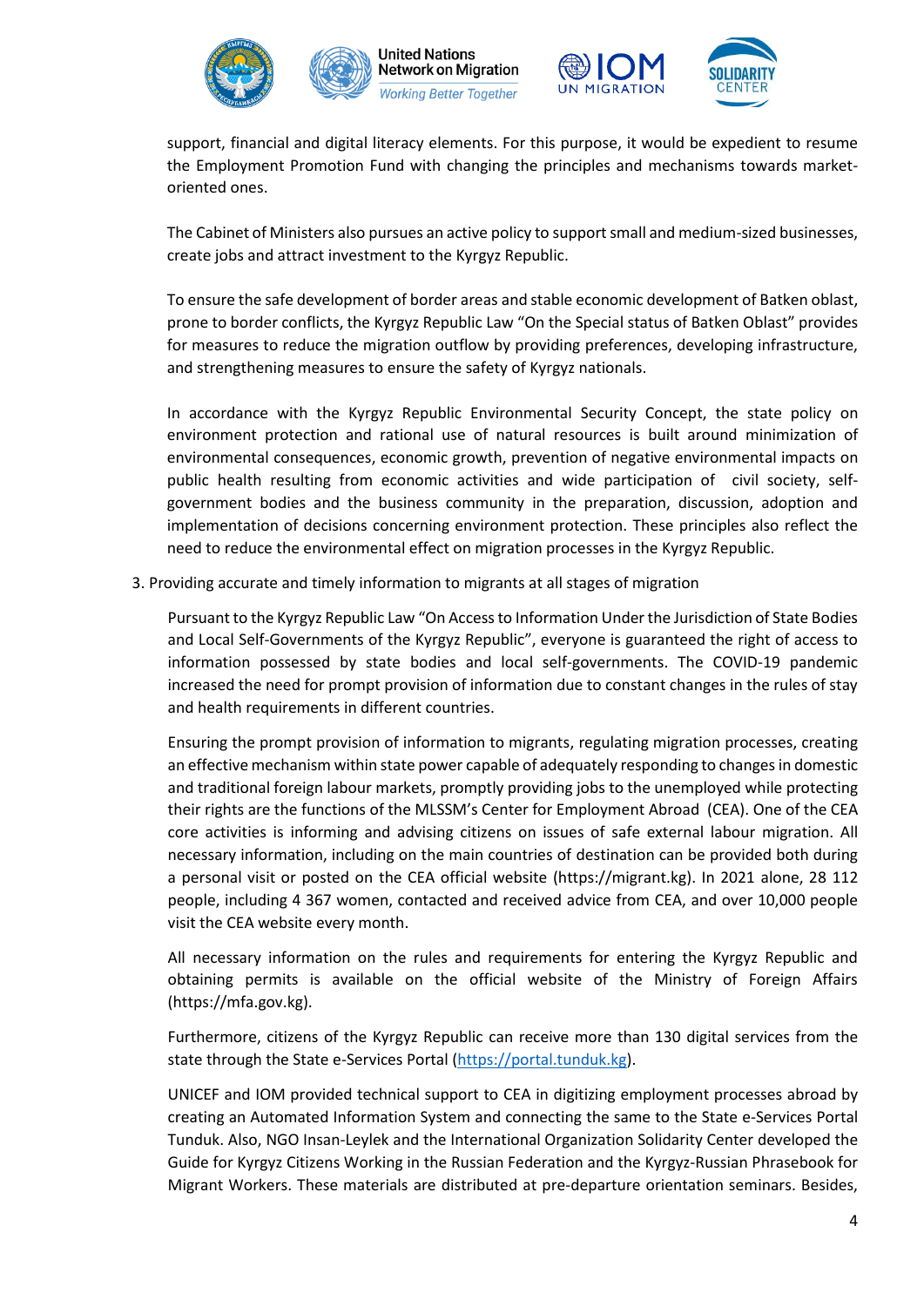support, financial and digital literacy elements. For this purpose, it would be expedient to resume the Employment Promotion Fund with changing the principles and mechanisms towards market-oriented ones.

The Cabinet of Ministers also pursues an active policy to support small and medium-sized businesses, create jobs and attract investment to the Kyrgyz Republic.

To ensure the safe development of border areas and stable economic development of Batken oblast, prone to border conflicts, the Kyrgyz Republic Law "On the Special status of Batken Oblast" provides for measures to reduce the migration outflow by providing preferences, developing infrastructure, and strengthening measures to ensure the safety of Kyrgyz nationals.

In accordance with the Kyrgyz Republic Environmental Security Concept, the state policy on environment protection and rational use of natural resources is built around minimization of environmental consequences, economic growth, prevention of negative environmental impacts on public health resulting from economic activities and wide participation of civil society, self-government bodies and the business community in the preparation, discussion, adoption and implementation of decisions concerning environment protection. These principles also reflect the need to reduce the environmental effect on migration processes in the Kyrgyz Republic.

3. Providing accurate and timely information to migrants at all stages of migration

Pursuant to the Kyrgyz Republic Law "On Access to Information Under the Jurisdiction of State Bodies and Local Self-Governments of the Kyrgyz Republic", everyone is guaranteed the right of access to information possessed by state bodies and local self-governments. The COVID-19 pandemic increased the need for prompt provision of information due to constant changes in the rules of stay and health requirements in different countries.

Ensuring the prompt provision of information to migrants, regulating migration processes, creating an effective mechanism within state power capable of adequately responding to changes in domestic and traditional foreign labour markets, promptly providing jobs to the unemployed while protecting their rights are the functions of the MLSSM's Center for Employment Abroad (CEA). One of the CEA core activities is informing and advising citizens on issues of safe external labour migration. All necessary information, including on the main countries of destination can be provided both during a personal visit or posted on the CEA official website (https://migrant.kg). In 2021 alone, 28 112 people, including 4 367 women, contacted and received advice from CEA, and over 10,000 people visit the CEA website every month.

All necessary information on the rules and requirements for entering the Kyrgyz Republic and obtaining permits is available on the official website of the Ministry of Foreign Affairs (https://mfa.gov.kg).

Furthermore, citizens of the Kyrgyz Republic can receive more than 130 digital services from the state through the State e-Services Portal (https://portal.tunduk.kg).

UNICEF and IOM provided technical support to CEA in digitizing employment processes abroad by creating an Automated Information System and connecting the same to the State e-Services Portal Tunduk. Also, NGO Insan-Leylek and the International Organization Solidarity Center developed the Guide for Kyrgyz Citizens Working in the Russian Federation and the Kyrgyz-Russian Phrasebook for Migrant Workers. These materials are distributed at pre-departure orientation seminars. Besides,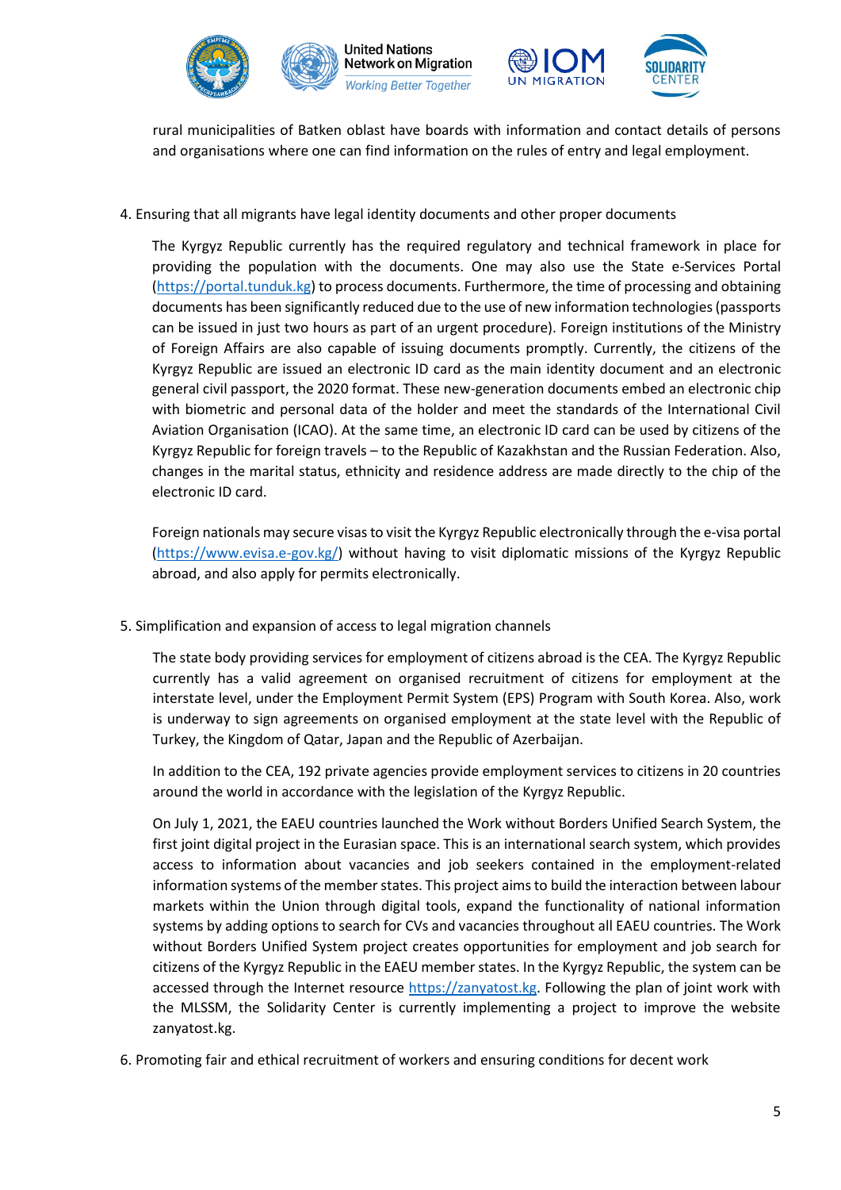rural municipalities of Batken oblast have boards with information and contact details of persons and organisations where one can find information on the rules of entry and legal employment.

4. Ensuring that all migrants have legal identity documents and other proper documents

   The Kyrgyz Republic currently has the required regulatory and technical framework in place for providing the population with the documents. One may also use the State e-Services Portal (https://portal.tunduk.kg) to process documents. Furthermore, the time of processing and obtaining documents has been significantly reduced due to the use of new information technologies (passports can be issued in just two hours as part of an urgent procedure). Foreign institutions of the Ministry of Foreign Affairs are also capable of issuing documents promptly. Currently, the citizens of the Kyrgyz Republic are issued an electronic ID card as the main identity document and an electronic general civil passport, the 2020 format. These new-generation documents embed an electronic chip with biometric and personal data of the holder and meet the standards of the International Civil Aviation Organisation (ICAO). At the same time, an electronic ID card can be used by citizens of the Kyrgyz Republic for foreign travels – to the Republic of Kazakhstan and the Russian Federation. Also, changes in the marital status, ethnicity and residence address are made directly to the chip of the electronic ID card.

   Foreign nationals may secure visas to visit the Kyrgyz Republic electronically through the e-visa portal (https://www.evisa.e-gov.kg/) without having to visit diplomatic missions of the Kyrgyz Republic abroad, and also apply for permits electronically.

5. Simplification and expansion of access to legal migration channels

   The state body providing services for employment of citizens abroad is the CEA. The Kyrgyz Republic currently has a valid agreement on organised recruitment of citizens for employment at the interstate level, under the Employment Permit System (EPS) Program with South Korea. Also, work is underway to sign agreements on organised employment at the state level with the Republic of Turkey, the Kingdom of Qatar, Japan and the Republic of Azerbaijan.

   In addition to the CEA, 192 private agencies provide employment services to citizens in 20 countries around the world in accordance with the legislation of the Kyrgyz Republic.

   On July 1, 2021, the EAEU countries launched the Work without Borders Unified Search System, the first joint digital project in the Eurasian space. This is an international search system, which provides access to information about vacancies and job seekers contained in the employment-related information systems of the member states. This project aims to build the interaction between labour markets within the Union through digital tools, expand the functionality of national information systems by adding options to search for CVs and vacancies throughout all EAEU countries. The Work without Borders Unified System project creates opportunities for employment and job search for citizens of the Kyrgyz Republic in the EAEU member states. In the Kyrgyz Republic, the system can be accessed through the Internet resource https://zanyatost.kg. Following the plan of joint work with the MLSSM, the Solidarity Center is currently implementing a project to improve the website zanyatost.kg.

6. Promoting fair and ethical recruitment of workers and ensuring conditions for decent work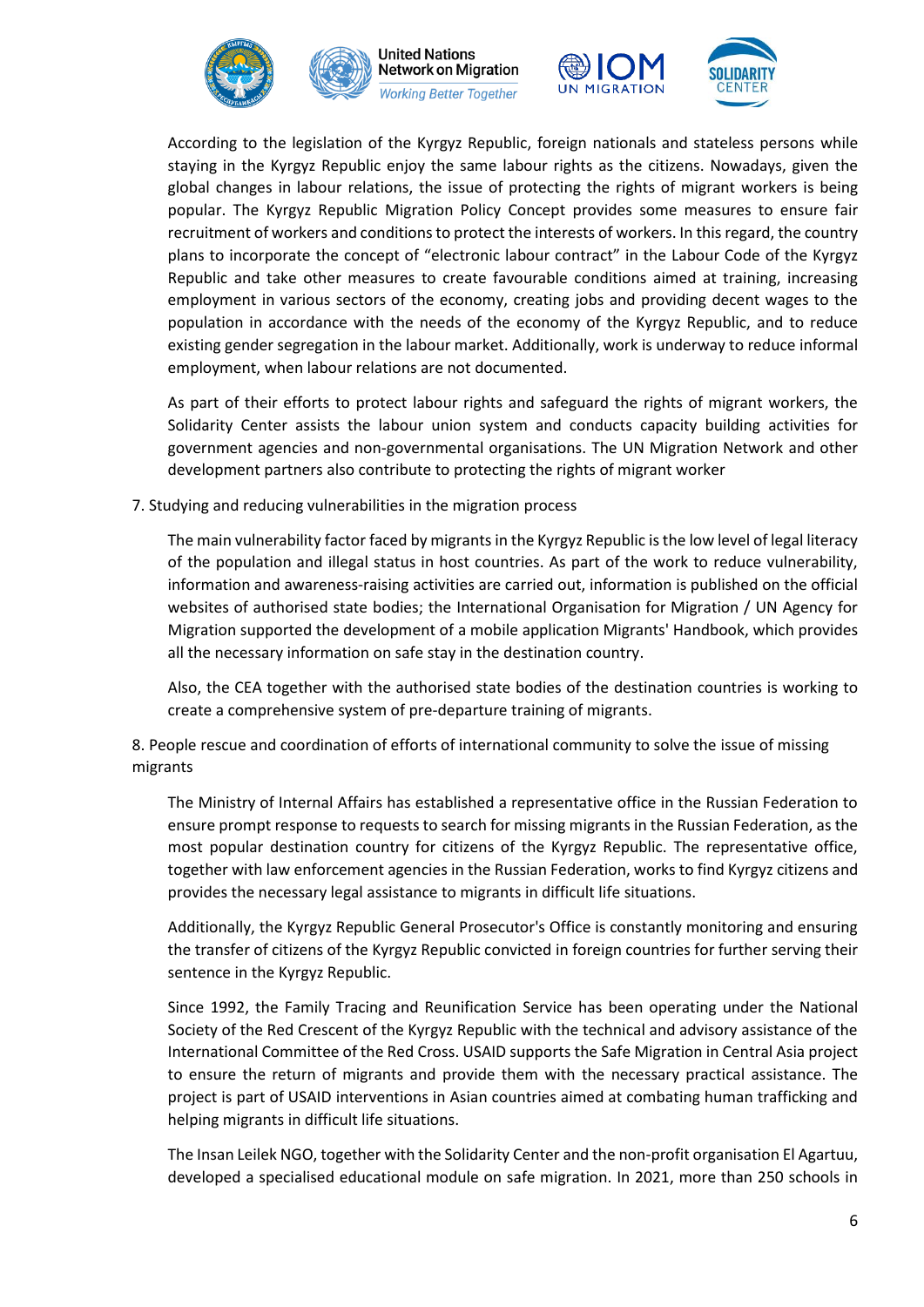According to the legislation of the Kyrgyz Republic, foreign nationals and stateless persons while staying in the Kyrgyz Republic enjoy the same labour rights as the citizens. Nowadays, given the global changes in labour relations, the issue of protecting the rights of migrant workers is being popular. The Kyrgyz Republic Migration Policy Concept provides some measures to ensure fair recruitment of workers and conditions to protect the interests of workers. In this regard, the country plans to incorporate the concept of "electronic labour contract" in the Labour Code of the Kyrgyz Republic and take other measures to create favourable conditions aimed at training, increasing employment in various sectors of the economy, creating jobs and providing decent wages to the population in accordance with the needs of the economy of the Kyrgyz Republic, and to reduce existing gender segregation in the labour market. Additionally, work is underway to reduce informal employment, when labour relations are not documented.

As part of their efforts to protect labour rights and safeguard the rights of migrant workers, the Solidarity Center assists the labour union system and conducts capacity building activities for government agencies and non-governmental organisations. The UN Migration Network and other development partners also contribute to protecting the rights of migrant worker

7. Studying and reducing vulnerabilities in the migration process

The main vulnerability factor faced by migrants in the Kyrgyz Republic is the low level of legal literacy of the population and illegal status in host countries. As part of the work to reduce vulnerability, information and awareness-raising activities are carried out, information is published on the official websites of authorised state bodies; the International Organisation for Migration / UN Agency for Migration supported the development of a mobile application Migrants' Handbook, which provides all the necessary information on safe stay in the destination country.

Also, the CEA together with the authorised state bodies of the destination countries is working to create a comprehensive system of pre-departure training of migrants.

8. People rescue and coordination of efforts of international community to solve the issue of missing migrants

The Ministry of Internal Affairs has established a representative office in the Russian Federation to ensure prompt response to requests to search for missing migrants in the Russian Federation, as the most popular destination country for citizens of the Kyrgyz Republic. The representative office, together with law enforcement agencies in the Russian Federation, works to find Kyrgyz citizens and provides the necessary legal assistance to migrants in difficult life situations.

Additionally, the Kyrgyz Republic General Prosecutor's Office is constantly monitoring and ensuring the transfer of citizens of the Kyrgyz Republic convicted in foreign countries for further serving their sentence in the Kyrgyz Republic.

Since 1992, the Family Tracing and Reunification Service has been operating under the National Society of the Red Crescent of the Kyrgyz Republic with the technical and advisory assistance of the International Committee of the Red Cross. USAID supports the Safe Migration in Central Asia project to ensure the return of migrants and provide them with the necessary practical assistance. The project is part of USAID interventions in Asian countries aimed at combating human trafficking and helping migrants in difficult life situations.

The Insan Leilek NGO, together with the Solidarity Center and the non-profit organisation El Agartuu, developed a specialised educational module on safe migration. In 2021, more than 250 schools in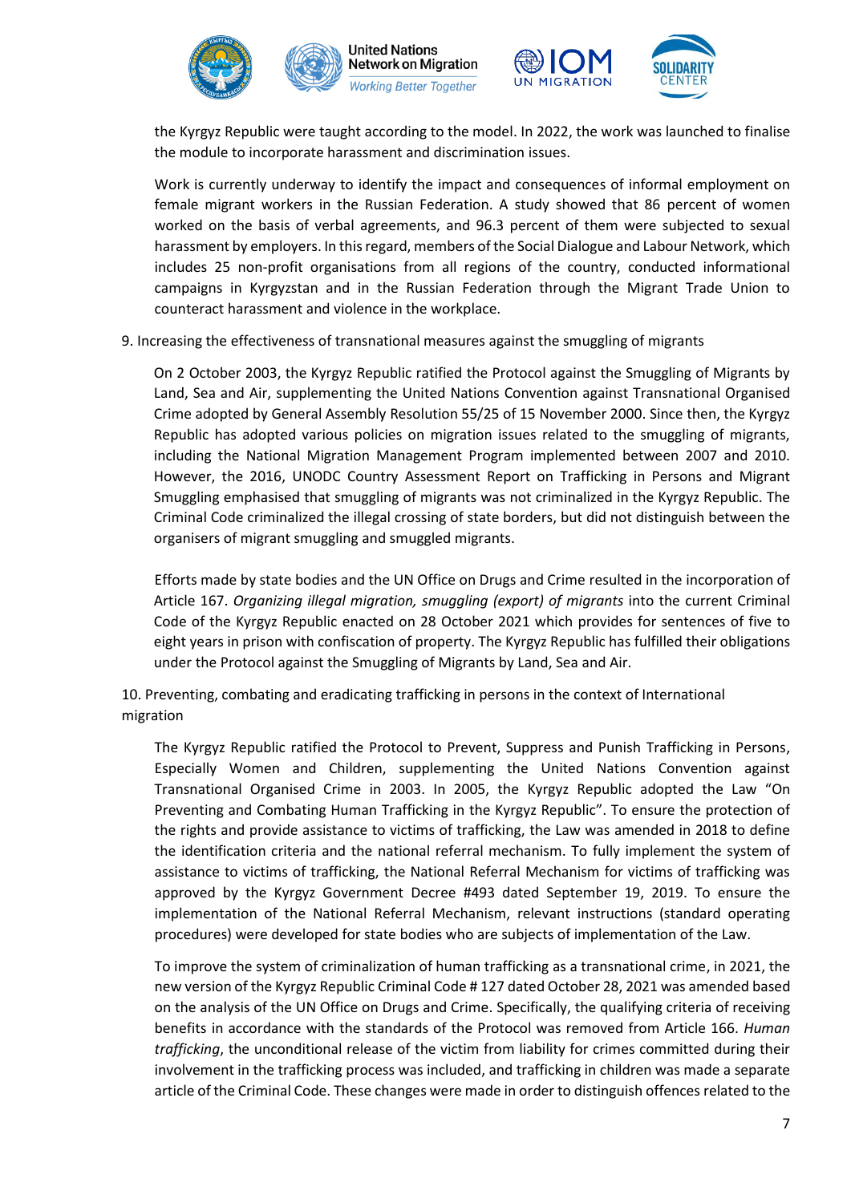the Kyrgyz Republic were taught according to the model. In 2022, the work was launched to finalise the module to incorporate harassment and discrimination issues.

Work is currently underway to identify the impact and consequences of informal employment on female migrant workers in the Russian Federation. A study showed that 86 percent of women worked on the basis of verbal agreements, and 96.3 percent of them were subjected to sexual harassment by employers. In this regard, members of the Social Dialogue and Labour Network, which includes 25 non-profit organisations from all regions of the country, conducted informational campaigns in Kyrgyzstan and in the Russian Federation through the Migrant Trade Union to counteract harassment and violence in the workplace.

9. Increasing the effectiveness of transnational measures against the smuggling of migrants

On 2 October 2003, the Kyrgyz Republic ratified the Protocol against the Smuggling of Migrants by Land, Sea and Air, supplementing the United Nations Convention against Transnational Organised Crime adopted by General Assembly Resolution 55/25 of 15 November 2000. Since then, the Kyrgyz Republic has adopted various policies on migration issues related to the smuggling of migrants, including the National Migration Management Program implemented between 2007 and 2010. However, the 2016, UNODC Country Assessment Report on Trafficking in Persons and Migrant Smuggling emphasised that smuggling of migrants was not criminalized in the Kyrgyz Republic. The Criminal Code criminalized the illegal crossing of state borders, but did not distinguish between the organisers of migrant smuggling and smuggled migrants.

Efforts made by state bodies and the UN Office on Drugs and Crime resulted in the incorporation of Article 167. *Organizing illegal migration, smuggling (export) of migrants* into the current Criminal Code of the Kyrgyz Republic enacted on 28 October 2021 which provides for sentences of five to eight years in prison with confiscation of property. The Kyrgyz Republic has fulfilled their obligations under the Protocol against the Smuggling of Migrants by Land, Sea and Air.

10. Preventing, combating and eradicating trafficking in persons in the context of International migration

The Kyrgyz Republic ratified the Protocol to Prevent, Suppress and Punish Trafficking in Persons, Especially Women and Children, supplementing the United Nations Convention against Transnational Organised Crime in 2003. In 2005, the Kyrgyz Republic adopted the Law "On Preventing and Combating Human Trafficking in the Kyrgyz Republic". To ensure the protection of the rights and provide assistance to victims of trafficking, the Law was amended in 2018 to define the identification criteria and the national referral mechanism. To fully implement the system of assistance to victims of trafficking, the National Referral Mechanism for victims of trafficking was approved by the Kyrgyz Government Decree #493 dated September 19, 2019. To ensure the implementation of the National Referral Mechanism, relevant instructions (standard operating procedures) were developed for state bodies who are subjects of implementation of the Law.

To improve the system of criminalization of human trafficking as a transnational crime, in 2021, the new version of the Kyrgyz Republic Criminal Code # 127 dated October 28, 2021 was amended based on the analysis of the UN Office on Drugs and Crime. Specifically, the qualifying criteria of receiving benefits in accordance with the standards of the Protocol was removed from Article 166. *Human trafficking*, the unconditional release of the victim from liability for crimes committed during their involvement in the trafficking process was included, and trafficking in children was made a separate article of the Criminal Code. These changes were made in order to distinguish offences related to the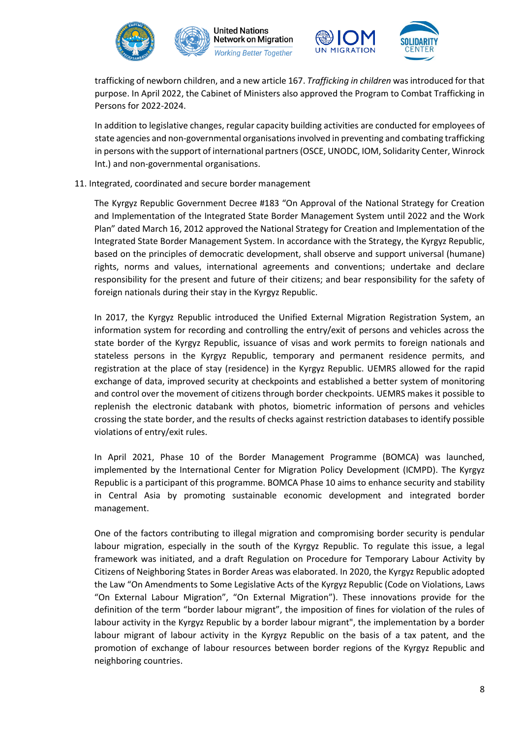trafficking of newborn children, and a new article 167. *Trafficking in children* was introduced for that purpose. In April 2022, the Cabinet of Ministers also approved the Program to Combat Trafficking in Persons for 2022-2024.

In addition to legislative changes, regular capacity building activities are conducted for employees of state agencies and non-governmental organisations involved in preventing and combating trafficking in persons with the support of international partners (OSCE, UNODC, IOM, Solidarity Center, Winrock Int.) and non-governmental organisations.

11. Integrated, coordinated and secure border management

The Kyrgyz Republic Government Decree #183 "On Approval of the National Strategy for Creation and Implementation of the Integrated State Border Management System until 2022 and the Work Plan" dated March 16, 2012 approved the National Strategy for Creation and Implementation of the Integrated State Border Management System. In accordance with the Strategy, the Kyrgyz Republic, based on the principles of democratic development, shall observe and support universal (humane) rights, norms and values, international agreements and conventions; undertake and declare responsibility for the present and future of their citizens; and bear responsibility for the safety of foreign nationals during their stay in the Kyrgyz Republic.

In 2017, the Kyrgyz Republic introduced the Unified External Migration Registration System, an information system for recording and controlling the entry/exit of persons and vehicles across the state border of the Kyrgyz Republic, issuance of visas and work permits to foreign nationals and stateless persons in the Kyrgyz Republic, temporary and permanent residence permits, and registration at the place of stay (residence) in the Kyrgyz Republic. UEMRS allowed for the rapid exchange of data, improved security at checkpoints and established a better system of monitoring and control over the movement of citizens through border checkpoints. UEMRS makes it possible to replenish the electronic databank with photos, biometric information of persons and vehicles crossing the state border, and the results of checks against restriction databases to identify possible violations of entry/exit rules.

In April 2021, Phase 10 of the Border Management Programme (BOMCA) was launched, implemented by the International Center for Migration Policy Development (ICMPD). The Kyrgyz Republic is a participant of this programme. BOMCA Phase 10 aims to enhance security and stability in Central Asia by promoting sustainable economic development and integrated border management.

One of the factors contributing to illegal migration and compromising border security is pendular labour migration, especially in the south of the Kyrgyz Republic. To regulate this issue, a legal framework was initiated, and a draft Regulation on Procedure for Temporary Labour Activity by Citizens of Neighboring States in Border Areas was elaborated. In 2020, the Kyrgyz Republic adopted the Law "On Amendments to Some Legislative Acts of the Kyrgyz Republic (Code on Violations, Laws "On External Labour Migration", "On External Migration"). These innovations provide for the definition of the term "border labour migrant", the imposition of fines for violation of the rules of labour activity in the Kyrgyz Republic by a border labour migrant", the implementation by a border labour migrant of labour activity in the Kyrgyz Republic on the basis of a tax patent, and the promotion of exchange of labour resources between border regions of the Kyrgyz Republic and neighboring countries.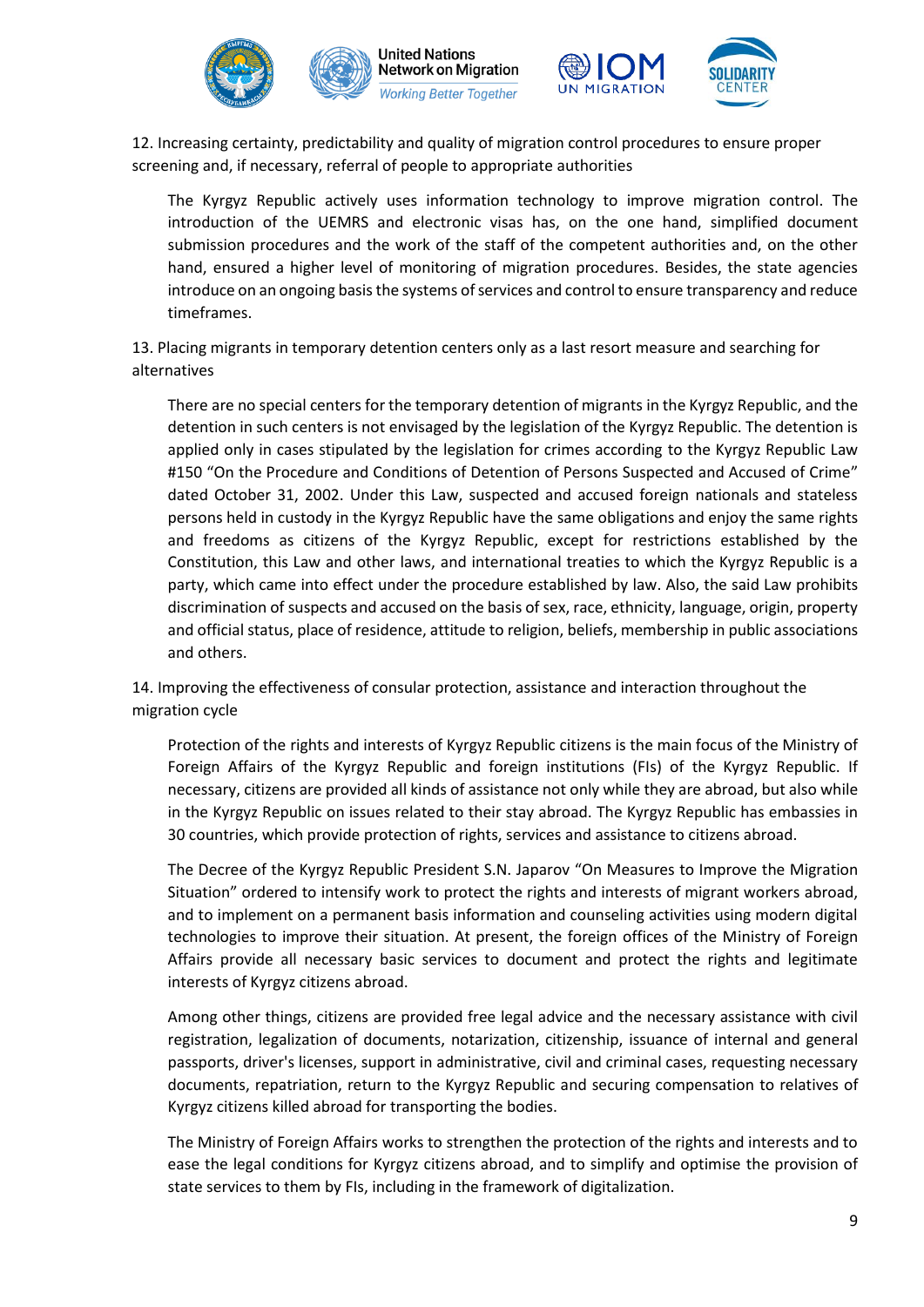12. Increasing certainty, predictability and quality of migration control procedures to ensure proper screening and, if necessary, referral of people to appropriate authorities

The Kyrgyz Republic actively uses information technology to improve migration control. The introduction of the UEMRS and electronic visas has, on the one hand, simplified document submission procedures and the work of the staff of the competent authorities and, on the other hand, ensured a higher level of monitoring of migration procedures. Besides, the state agencies introduce on an ongoing basis the systems of services and control to ensure transparency and reduce timeframes.

13. Placing migrants in temporary detention centers only as a last resort measure and searching for alternatives

There are no special centers for the temporary detention of migrants in the Kyrgyz Republic, and the detention in such centers is not envisaged by the legislation of the Kyrgyz Republic. The detention is applied only in cases stipulated by the legislation for crimes according to the Kyrgyz Republic Law #150 "On the Procedure and Conditions of Detention of Persons Suspected and Accused of Crime" dated October 31, 2002. Under this Law, suspected and accused foreign nationals and stateless persons held in custody in the Kyrgyz Republic have the same obligations and enjoy the same rights and freedoms as citizens of the Kyrgyz Republic, except for restrictions established by the Constitution, this Law and other laws, and international treaties to which the Kyrgyz Republic is a party, which came into effect under the procedure established by law. Also, the said Law prohibits discrimination of suspects and accused on the basis of sex, race, ethnicity, language, origin, property and official status, place of residence, attitude to religion, beliefs, membership in public associations and others.

14. Improving the effectiveness of consular protection, assistance and interaction throughout the migration cycle

Protection of the rights and interests of Kyrgyz Republic citizens is the main focus of the Ministry of Foreign Affairs of the Kyrgyz Republic and foreign institutions (FIs) of the Kyrgyz Republic. If necessary, citizens are provided all kinds of assistance not only while they are abroad, but also while in the Kyrgyz Republic on issues related to their stay abroad. The Kyrgyz Republic has embassies in 30 countries, which provide protection of rights, services and assistance to citizens abroad.

The Decree of the Kyrgyz Republic President S.N. Japarov "On Measures to Improve the Migration Situation" ordered to intensify work to protect the rights and interests of migrant workers abroad, and to implement on a permanent basis information and counseling activities using modern digital technologies to improve their situation. At present, the foreign offices of the Ministry of Foreign Affairs provide all necessary basic services to document and protect the rights and legitimate interests of Kyrgyz citizens abroad.

Among other things, citizens are provided free legal advice and the necessary assistance with civil registration, legalization of documents, notarization, citizenship, issuance of internal and general passports, driver's licenses, support in administrative, civil and criminal cases, requesting necessary documents, repatriation, return to the Kyrgyz Republic and securing compensation to relatives of Kyrgyz citizens killed abroad for transporting the bodies.

The Ministry of Foreign Affairs works to strengthen the protection of the rights and interests and to ease the legal conditions for Kyrgyz citizens abroad, and to simplify and optimise the provision of state services to them by FIs, including in the framework of digitalization.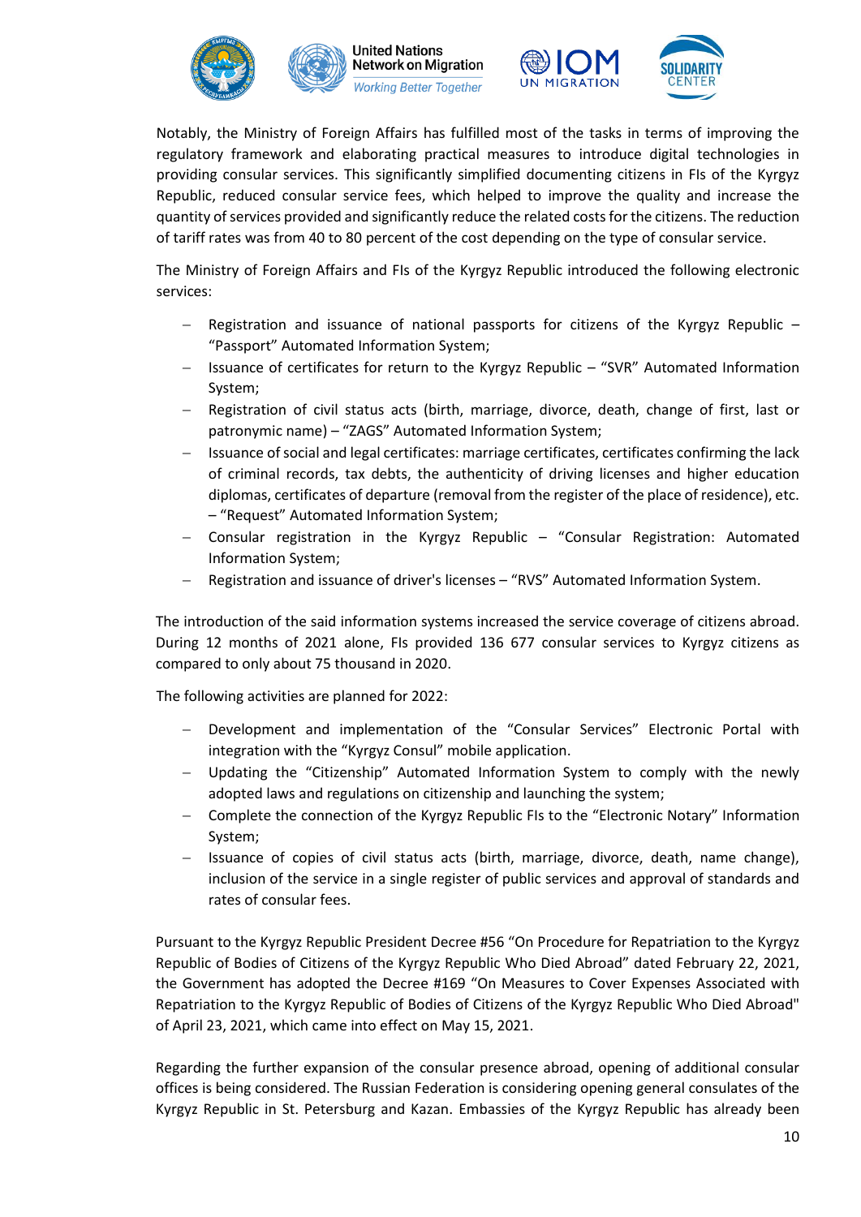Notably, the Ministry of Foreign Affairs has fulfilled most of the tasks in terms of improving the regulatory framework and elaborating practical measures to introduce digital technologies in providing consular services. This significantly simplified documenting citizens in FIs of the Kyrgyz Republic, reduced consular service fees, which helped to improve the quality and increase the quantity of services provided and significantly reduce the related costs for the citizens. The reduction of tariff rates was from 40 to 80 percent of the cost depending on the type of consular service.

The Ministry of Foreign Affairs and FIs of the Kyrgyz Republic introduced the following electronic services:

- Registration and issuance of national passports for citizens of the Kyrgyz Republic – "Passport" Automated Information System;
- Issuance of certificates for return to the Kyrgyz Republic – "SVR" Automated Information System;
- Registration of civil status acts (birth, marriage, divorce, death, change of first, last or patronymic name) – "ZAGS" Automated Information System;
- Issuance of social and legal certificates: marriage certificates, certificates confirming the lack of criminal records, tax debts, the authenticity of driving licenses and higher education diplomas, certificates of departure (removal from the register of the place of residence), etc. – "Request" Automated Information System;
- Consular registration in the Kyrgyz Republic – "Consular Registration: Automated Information System;
- Registration and issuance of driver's licenses – "RVS" Automated Information System.

The introduction of the said information systems increased the service coverage of citizens abroad. During 12 months of 2021 alone, FIs provided 136 677 consular services to Kyrgyz citizens as compared to only about 75 thousand in 2020.

The following activities are planned for 2022:

- Development and implementation of the "Consular Services" Electronic Portal with integration with the "Kyrgyz Consul" mobile application.
- Updating the "Citizenship" Automated Information System to comply with the newly adopted laws and regulations on citizenship and launching the system;
- Complete the connection of the Kyrgyz Republic FIs to the "Electronic Notary" Information System;
- Issuance of copies of civil status acts (birth, marriage, divorce, death, name change), inclusion of the service in a single register of public services and approval of standards and rates of consular fees.

Pursuant to the Kyrgyz Republic President Decree #56 "On Procedure for Repatriation to the Kyrgyz Republic of Bodies of Citizens of the Kyrgyz Republic Who Died Abroad" dated February 22, 2021, the Government has adopted the Decree #169 "On Measures to Cover Expenses Associated with Repatriation to the Kyrgyz Republic of Bodies of Citizens of the Kyrgyz Republic Who Died Abroad" of April 23, 2021, which came into effect on May 15, 2021.

Regarding the further expansion of the consular presence abroad, opening of additional consular offices is being considered. The Russian Federation is considering opening general consulates of the Kyrgyz Republic in St. Petersburg and Kazan. Embassies of the Kyrgyz Republic has already been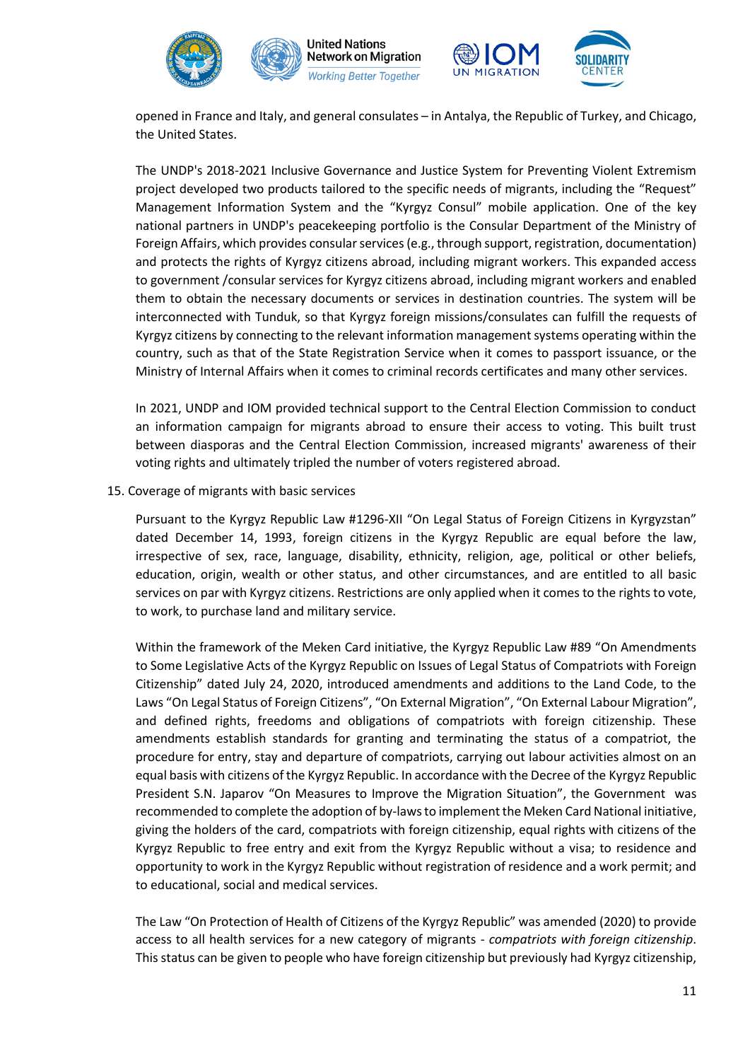opened in France and Italy, and general consulates – in Antalya, the Republic of Turkey, and Chicago, the United States.

The UNDP's 2018-2021 Inclusive Governance and Justice System for Preventing Violent Extremism project developed two products tailored to the specific needs of migrants, including the "Request" Management Information System and the "Kyrgyz Consul" mobile application. One of the key national partners in UNDP's peacekeeping portfolio is the Consular Department of the Ministry of Foreign Affairs, which provides consular services (e.g., through support, registration, documentation) and protects the rights of Kyrgyz citizens abroad, including migrant workers. This expanded access to government /consular services for Kyrgyz citizens abroad, including migrant workers and enabled them to obtain the necessary documents or services in destination countries. The system will be interconnected with Tunduk, so that Kyrgyz foreign missions/consulates can fulfill the requests of Kyrgyz citizens by connecting to the relevant information management systems operating within the country, such as that of the State Registration Service when it comes to passport issuance, or the Ministry of Internal Affairs when it comes to criminal records certificates and many other services.

In 2021, UNDP and IOM provided technical support to the Central Election Commission to conduct an information campaign for migrants abroad to ensure their access to voting. This built trust between diasporas and the Central Election Commission, increased migrants' awareness of their voting rights and ultimately tripled the number of voters registered abroad.

15. Coverage of migrants with basic services

Pursuant to the Kyrgyz Republic Law #1296-XII "On Legal Status of Foreign Citizens in Kyrgyzstan" dated December 14, 1993, foreign citizens in the Kyrgyz Republic are equal before the law, irrespective of sex, race, language, disability, ethnicity, religion, age, political or other beliefs, education, origin, wealth or other status, and other circumstances, and are entitled to all basic services on par with Kyrgyz citizens. Restrictions are only applied when it comes to the rights to vote, to work, to purchase land and military service.

Within the framework of the Meken Card initiative, the Kyrgyz Republic Law #89 "On Amendments to Some Legislative Acts of the Kyrgyz Republic on Issues of Legal Status of Compatriots with Foreign Citizenship" dated July 24, 2020, introduced amendments and additions to the Land Code, to the Laws "On Legal Status of Foreign Citizens", "On External Migration", "On External Labour Migration", and defined rights, freedoms and obligations of compatriots with foreign citizenship. These amendments establish standards for granting and terminating the status of a compatriot, the procedure for entry, stay and departure of compatriots, carrying out labour activities almost on an equal basis with citizens of the Kyrgyz Republic. In accordance with the Decree of the Kyrgyz Republic President S.N. Japarov "On Measures to Improve the Migration Situation", the Government was recommended to complete the adoption of by-laws to implement the Meken Card National initiative, giving the holders of the card, compatriots with foreign citizenship, equal rights with citizens of the Kyrgyz Republic to free entry and exit from the Kyrgyz Republic without a visa; to residence and opportunity to work in the Kyrgyz Republic without registration of residence and a work permit; and to educational, social and medical services.

The Law "On Protection of Health of Citizens of the Kyrgyz Republic" was amended (2020) to provide access to all health services for a new category of migrants - *compatriots with foreign citizenship*. This status can be given to people who have foreign citizenship but previously had Kyrgyz citizenship,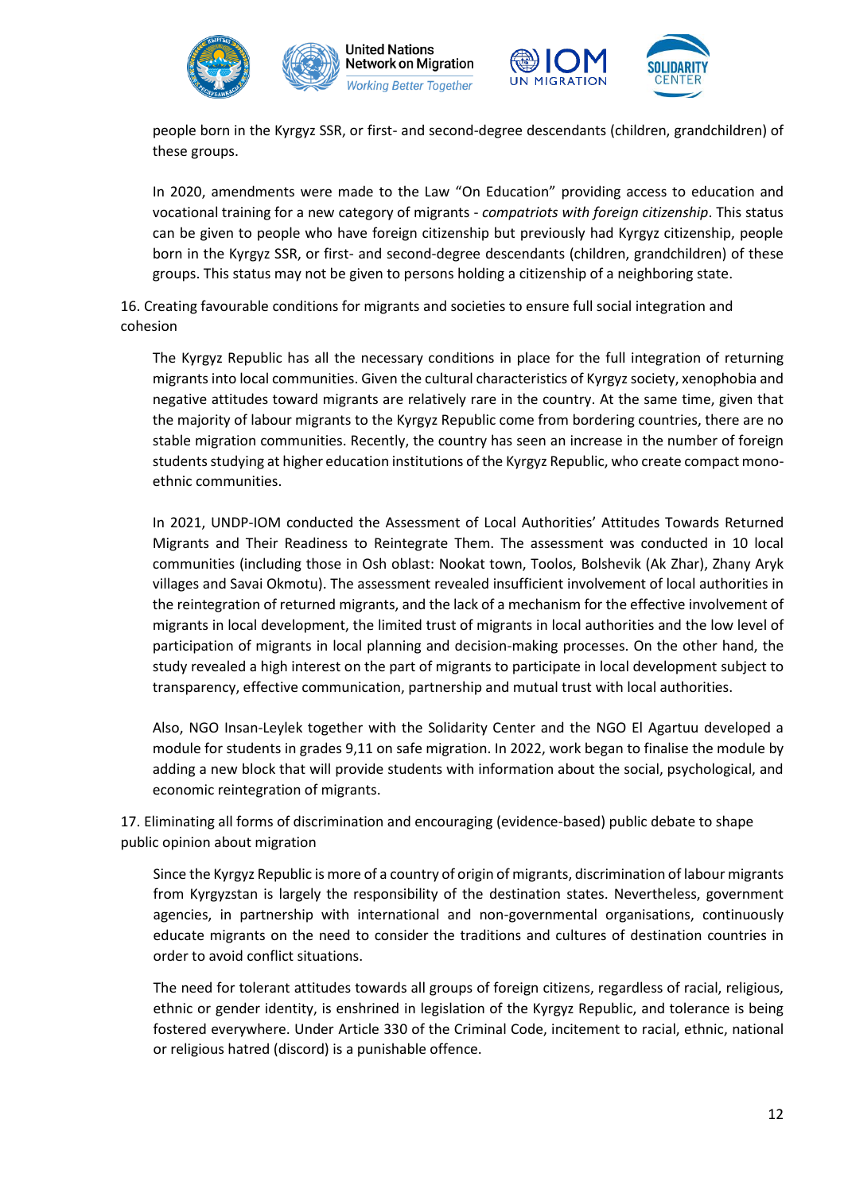people born in the Kyrgyz SSR, or first- and second-degree descendants (children, grandchildren) of these groups.

In 2020, amendments were made to the Law "On Education" providing access to education and vocational training for a new category of migrants - *compatriots with foreign citizenship*. This status can be given to people who have foreign citizenship but previously had Kyrgyz citizenship, people born in the Kyrgyz SSR, or first- and second-degree descendants (children, grandchildren) of these groups. This status may not be given to persons holding a citizenship of a neighboring state.

16. Creating favourable conditions for migrants and societies to ensure full social integration and cohesion

The Kyrgyz Republic has all the necessary conditions in place for the full integration of returning migrants into local communities. Given the cultural characteristics of Kyrgyz society, xenophobia and negative attitudes toward migrants are relatively rare in the country. At the same time, given that the majority of labour migrants to the Kyrgyz Republic come from bordering countries, there are no stable migration communities. Recently, the country has seen an increase in the number of foreign students studying at higher education institutions of the Kyrgyz Republic, who create compact mono-ethnic communities.

In 2021, UNDP-IOM conducted the Assessment of Local Authorities' Attitudes Towards Returned Migrants and Their Readiness to Reintegrate Them. The assessment was conducted in 10 local communities (including those in Osh oblast: Nookat town, Toolos, Bolshevik (Ak Zhar), Zhany Aryk villages and Savai Okmotu). The assessment revealed insufficient involvement of local authorities in the reintegration of returned migrants, and the lack of a mechanism for the effective involvement of migrants in local development, the limited trust of migrants in local authorities and the low level of participation of migrants in local planning and decision-making processes. On the other hand, the study revealed a high interest on the part of migrants to participate in local development subject to transparency, effective communication, partnership and mutual trust with local authorities.

Also, NGO Insan-Leylek together with the Solidarity Center and the NGO El Agartuu developed a module for students in grades 9,11 on safe migration. In 2022, work began to finalise the module by adding a new block that will provide students with information about the social, psychological, and economic reintegration of migrants.

17. Eliminating all forms of discrimination and encouraging (evidence-based) public debate to shape public opinion about migration

Since the Kyrgyz Republic is more of a country of origin of migrants, discrimination of labour migrants from Kyrgyzstan is largely the responsibility of the destination states. Nevertheless, government agencies, in partnership with international and non-governmental organisations, continuously educate migrants on the need to consider the traditions and cultures of destination countries in order to avoid conflict situations.

The need for tolerant attitudes towards all groups of foreign citizens, regardless of racial, religious, ethnic or gender identity, is enshrined in legislation of the Kyrgyz Republic, and tolerance is being fostered everywhere. Under Article 330 of the Criminal Code, incitement to racial, ethnic, national or religious hatred (discord) is a punishable offence.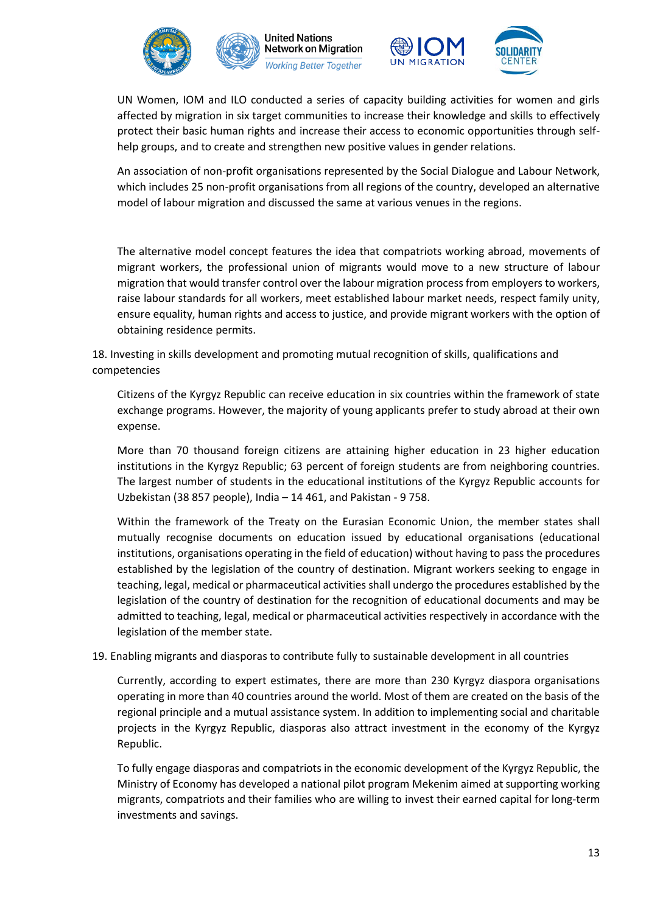UN Women, IOM and ILO conducted a series of capacity building activities for women and girls affected by migration in six target communities to increase their knowledge and skills to effectively protect their basic human rights and increase their access to economic opportunities through self-help groups, and to create and strengthen new positive values in gender relations.

An association of non-profit organisations represented by the Social Dialogue and Labour Network, which includes 25 non-profit organisations from all regions of the country, developed an alternative model of labour migration and discussed the same at various venues in the regions.

The alternative model concept features the idea that compatriots working abroad, movements of migrant workers, the professional union of migrants would move to a new structure of labour migration that would transfer control over the labour migration process from employers to workers, raise labour standards for all workers, meet established labour market needs, respect family unity, ensure equality, human rights and access to justice, and provide migrant workers with the option of obtaining residence permits.

18. Investing in skills development and promoting mutual recognition of skills, qualifications and competencies

Citizens of the Kyrgyz Republic can receive education in six countries within the framework of state exchange programs. However, the majority of young applicants prefer to study abroad at their own expense.

More than 70 thousand foreign citizens are attaining higher education in 23 higher education institutions in the Kyrgyz Republic; 63 percent of foreign students are from neighboring countries. The largest number of students in the educational institutions of the Kyrgyz Republic accounts for Uzbekistan (38 857 people), India – 14 461, and Pakistan - 9 758.

Within the framework of the Treaty on the Eurasian Economic Union, the member states shall mutually recognise documents on education issued by educational organisations (educational institutions, organisations operating in the field of education) without having to pass the procedures established by the legislation of the country of destination. Migrant workers seeking to engage in teaching, legal, medical or pharmaceutical activities shall undergo the procedures established by the legislation of the country of destination for the recognition of educational documents and may be admitted to teaching, legal, medical or pharmaceutical activities respectively in accordance with the legislation of the member state.

19. Enabling migrants and diasporas to contribute fully to sustainable development in all countries

Currently, according to expert estimates, there are more than 230 Kyrgyz diaspora organisations operating in more than 40 countries around the world. Most of them are created on the basis of the regional principle and a mutual assistance system. In addition to implementing social and charitable projects in the Kyrgyz Republic, diasporas also attract investment in the economy of the Kyrgyz Republic.

To fully engage diasporas and compatriots in the economic development of the Kyrgyz Republic, the Ministry of Economy has developed a national pilot program Mekenim aimed at supporting working migrants, compatriots and their families who are willing to invest their earned capital for long-term investments and savings.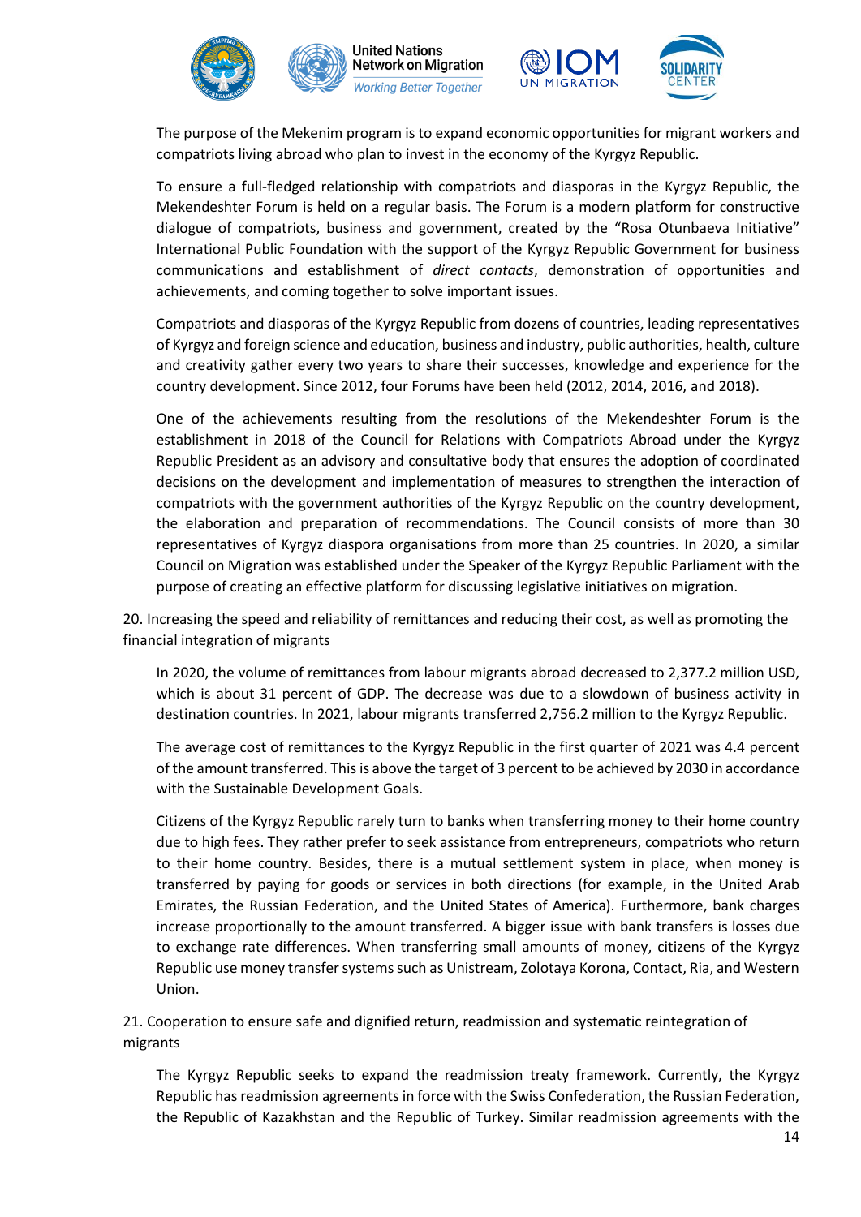The purpose of the Mekenim program is to expand economic opportunities for migrant workers and compatriots living abroad who plan to invest in the economy of the Kyrgyz Republic.

To ensure a full-fledged relationship with compatriots and diasporas in the Kyrgyz Republic, the Mekendeshter Forum is held on a regular basis. The Forum is a modern platform for constructive dialogue of compatriots, business and government, created by the "Rosa Otunbaeva Initiative" International Public Foundation with the support of the Kyrgyz Republic Government for business communications and establishment of *direct contacts*, demonstration of opportunities and achievements, and coming together to solve important issues.

Compatriots and diasporas of the Kyrgyz Republic from dozens of countries, leading representatives of Kyrgyz and foreign science and education, business and industry, public authorities, health, culture and creativity gather every two years to share their successes, knowledge and experience for the country development. Since 2012, four Forums have been held (2012, 2014, 2016, and 2018).

One of the achievements resulting from the resolutions of the Mekendeshter Forum is the establishment in 2018 of the Council for Relations with Compatriots Abroad under the Kyrgyz Republic President as an advisory and consultative body that ensures the adoption of coordinated decisions on the development and implementation of measures to strengthen the interaction of compatriots with the government authorities of the Kyrgyz Republic on the country development, the elaboration and preparation of recommendations. The Council consists of more than 30 representatives of Kyrgyz diaspora organisations from more than 25 countries. In 2020, a similar Council on Migration was established under the Speaker of the Kyrgyz Republic Parliament with the purpose of creating an effective platform for discussing legislative initiatives on migration.

20. Increasing the speed and reliability of remittances and reducing their cost, as well as promoting the financial integration of migrants

In 2020, the volume of remittances from labour migrants abroad decreased to 2,377.2 million USD, which is about 31 percent of GDP. The decrease was due to a slowdown of business activity in destination countries. In 2021, labour migrants transferred 2,756.2 million to the Kyrgyz Republic.

The average cost of remittances to the Kyrgyz Republic in the first quarter of 2021 was 4.4 percent of the amount transferred. This is above the target of 3 percent to be achieved by 2030 in accordance with the Sustainable Development Goals.

Citizens of the Kyrgyz Republic rarely turn to banks when transferring money to their home country due to high fees. They rather prefer to seek assistance from entrepreneurs, compatriots who return to their home country. Besides, there is a mutual settlement system in place, when money is transferred by paying for goods or services in both directions (for example, in the United Arab Emirates, the Russian Federation, and the United States of America). Furthermore, bank charges increase proportionally to the amount transferred. A bigger issue with bank transfers is losses due to exchange rate differences. When transferring small amounts of money, citizens of the Kyrgyz Republic use money transfer systems such as Unistream, Zolotaya Korona, Contact, Ria, and Western Union.

21. Cooperation to ensure safe and dignified return, readmission and systematic reintegration of migrants

The Kyrgyz Republic seeks to expand the readmission treaty framework. Currently, the Kyrgyz Republic has readmission agreements in force with the Swiss Confederation, the Russian Federation, the Republic of Kazakhstan and the Republic of Turkey. Similar readmission agreements with the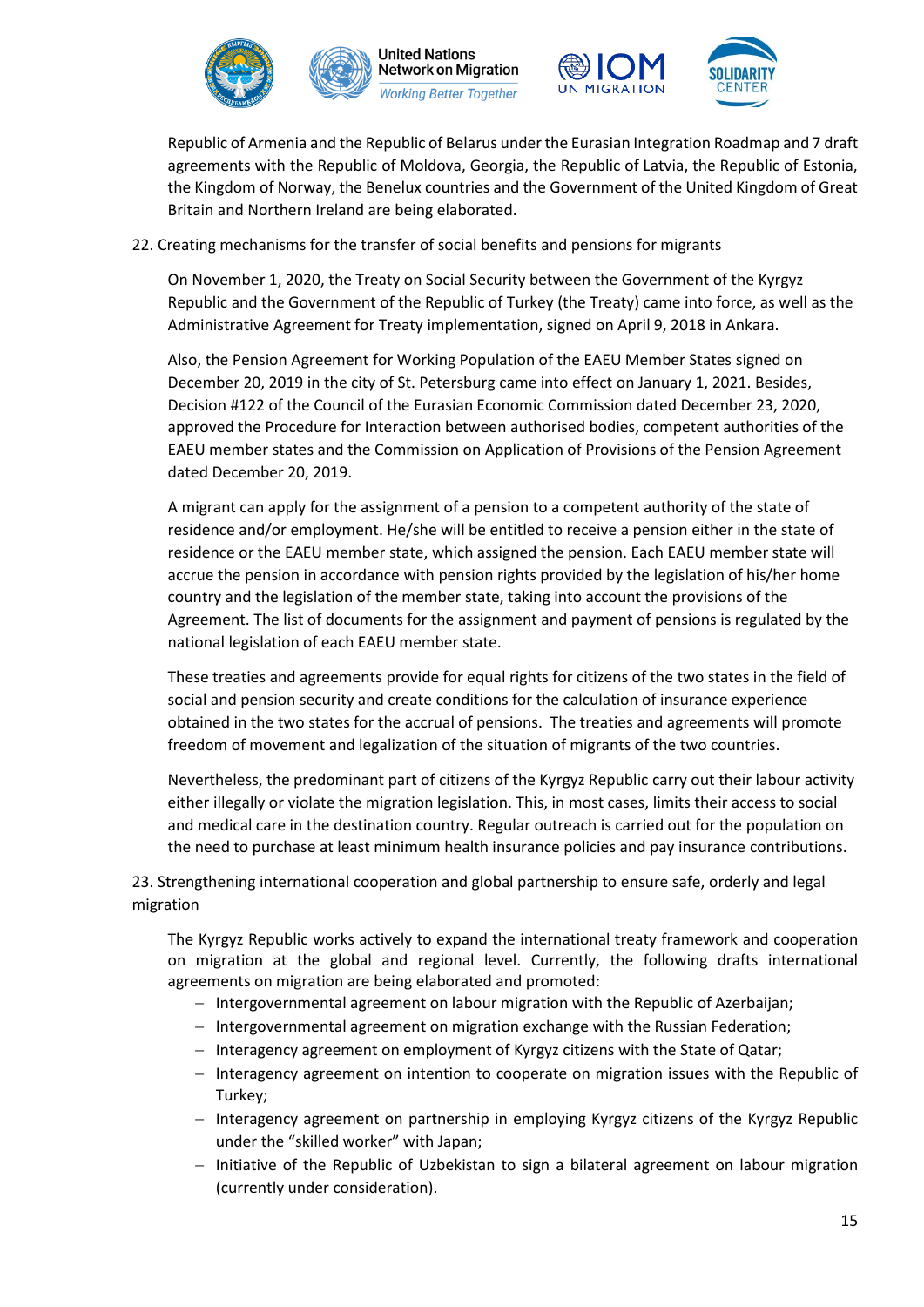Republic of Armenia and the Republic of Belarus under the Eurasian Integration Roadmap and 7 draft agreements with the Republic of Moldova, Georgia, the Republic of Latvia, the Republic of Estonia, the Kingdom of Norway, the Benelux countries and the Government of the United Kingdom of Great Britain and Northern Ireland are being elaborated.

22. Creating mechanisms for the transfer of social benefits and pensions for migrants

On November 1, 2020, the Treaty on Social Security between the Government of the Kyrgyz Republic and the Government of the Republic of Turkey (the Treaty) came into force, as well as the Administrative Agreement for Treaty implementation, signed on April 9, 2018 in Ankara.

Also, the Pension Agreement for Working Population of the EAEU Member States signed on December 20, 2019 in the city of St. Petersburg came into effect on January 1, 2021. Besides, Decision #122 of the Council of the Eurasian Economic Commission dated December 23, 2020, approved the Procedure for Interaction between authorised bodies, competent authorities of the EAEU member states and the Commission on Application of Provisions of the Pension Agreement dated December 20, 2019.

A migrant can apply for the assignment of a pension to a competent authority of the state of residence and/or employment. He/she will be entitled to receive a pension either in the state of residence or the EAEU member state, which assigned the pension. Each EAEU member state will accrue the pension in accordance with pension rights provided by the legislation of his/her home country and the legislation of the member state, taking into account the provisions of the Agreement. The list of documents for the assignment and payment of pensions is regulated by the national legislation of each EAEU member state.

These treaties and agreements provide for equal rights for citizens of the two states in the field of social and pension security and create conditions for the calculation of insurance experience obtained in the two states for the accrual of pensions. The treaties and agreements will promote freedom of movement and legalization of the situation of migrants of the two countries.

Nevertheless, the predominant part of citizens of the Kyrgyz Republic carry out their labour activity either illegally or violate the migration legislation. This, in most cases, limits their access to social and medical care in the destination country. Regular outreach is carried out for the population on the need to purchase at least minimum health insurance policies and pay insurance contributions.

23. Strengthening international cooperation and global partnership to ensure safe, orderly and legal migration

The Kyrgyz Republic works actively to expand the international treaty framework and cooperation on migration at the global and regional level. Currently, the following drafts international agreements on migration are being elaborated and promoted:

- Intergovernmental agreement on labour migration with the Republic of Azerbaijan;
- Intergovernmental agreement on migration exchange with the Russian Federation;
- Interagency agreement on employment of Kyrgyz citizens with the State of Qatar;
- Interagency agreement on intention to cooperate on migration issues with the Republic of Turkey;
- Interagency agreement on partnership in employing Kyrgyz citizens of the Kyrgyz Republic under the “skilled worker” with Japan;
- Initiative of the Republic of Uzbekistan to sign a bilateral agreement on labour migration (currently under consideration).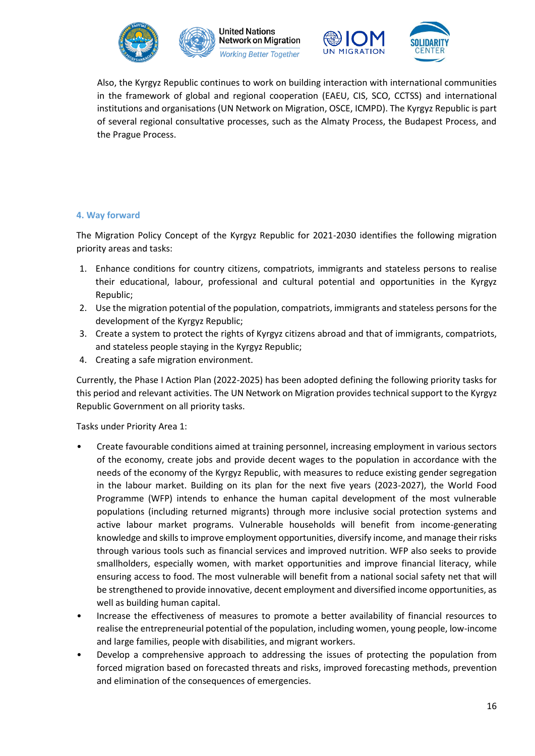Also, the Kyrgyz Republic continues to work on building interaction with international communities in the framework of global and regional cooperation (EAEU, CIS, SCO, CCTSS) and international institutions and organisations (UN Network on Migration, OSCE, ICMPD). The Kyrgyz Republic is part of several regional consultative processes, such as the Almaty Process, the Budapest Process, and the Prague Process.

## 4. Way forward

The Migration Policy Concept of the Kyrgyz Republic for 2021-2030 identifies the following migration priority areas and tasks:

1. Enhance conditions for country citizens, compatriots, immigrants and stateless persons to realise their educational, labour, professional and cultural potential and opportunities in the Kyrgyz Republic;
2. Use the migration potential of the population, compatriots, immigrants and stateless persons for the development of the Kyrgyz Republic;
3. Create a system to protect the rights of Kyrgyz citizens abroad and that of immigrants, compatriots, and stateless people staying in the Kyrgyz Republic;
4. Creating a safe migration environment.

Currently, the Phase I Action Plan (2022-2025) has been adopted defining the following priority tasks for this period and relevant activities. The UN Network on Migration provides technical support to the Kyrgyz Republic Government on all priority tasks.

Tasks under Priority Area 1:

- Create favourable conditions aimed at training personnel, increasing employment in various sectors of the economy, create jobs and provide decent wages to the population in accordance with the needs of the economy of the Kyrgyz Republic, with measures to reduce existing gender segregation in the labour market. Building on its plan for the next five years (2023-2027), the World Food Programme (WFP) intends to enhance the human capital development of the most vulnerable populations (including returned migrants) through more inclusive social protection systems and active labour market programs. Vulnerable households will benefit from income-generating knowledge and skills to improve employment opportunities, diversify income, and manage their risks through various tools such as financial services and improved nutrition. WFP also seeks to provide smallholders, especially women, with market opportunities and improve financial literacy, while ensuring access to food. The most vulnerable will benefit from a national social safety net that will be strengthened to provide innovative, decent employment and diversified income opportunities, as well as building human capital.
- Increase the effectiveness of measures to promote a better availability of financial resources to realise the entrepreneurial potential of the population, including women, young people, low-income and large families, people with disabilities, and migrant workers.
- Develop a comprehensive approach to addressing the issues of protecting the population from forced migration based on forecasted threats and risks, improved forecasting methods, prevention and elimination of the consequences of emergencies.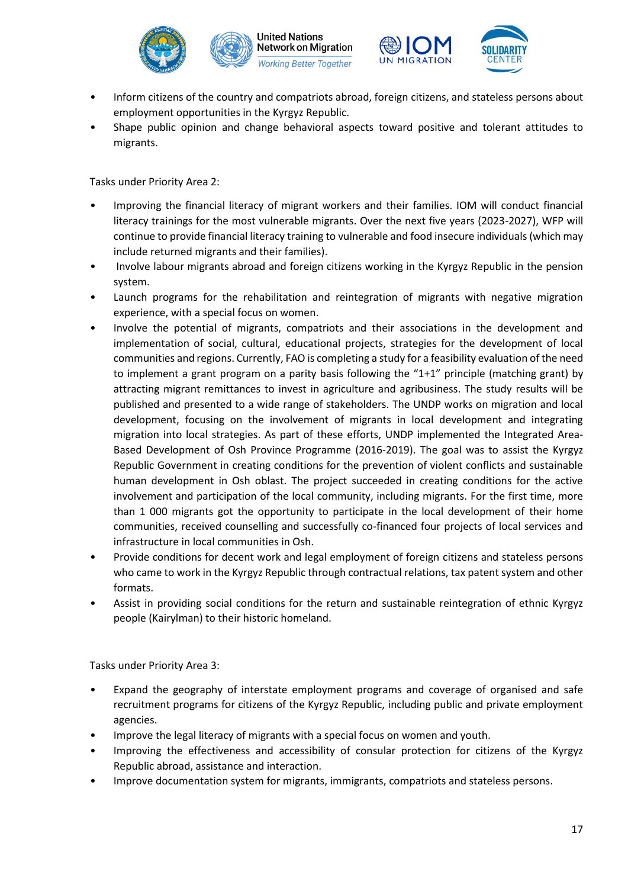- Inform citizens of the country and compatriots abroad, foreign citizens, and stateless persons about employment opportunities in the Kyrgyz Republic.
- Shape public opinion and change behavioral aspects toward positive and tolerant attitudes to migrants.

Tasks under Priority Area 2:

- Improving the financial literacy of migrant workers and their families. IOM will conduct financial literacy trainings for the most vulnerable migrants. Over the next five years (2023-2027), WFP will continue to provide financial literacy training to vulnerable and food insecure individuals (which may include returned migrants and their families).
- Involve labour migrants abroad and foreign citizens working in the Kyrgyz Republic in the pension system.
- Launch programs for the rehabilitation and reintegration of migrants with negative migration experience, with a special focus on women.
- Involve the potential of migrants, compatriots and their associations in the development and implementation of social, cultural, educational projects, strategies for the development of local communities and regions. Currently, FAO is completing a study for a feasibility evaluation of the need to implement a grant program on a parity basis following the "1+1" principle (matching grant) by attracting migrant remittances to invest in agriculture and agribusiness. The study results will be published and presented to a wide range of stakeholders. The UNDP works on migration and local development, focusing on the involvement of migrants in local development and integrating migration into local strategies. As part of these efforts, UNDP implemented the Integrated Area-Based Development of Osh Province Programme (2016-2019). The goal was to assist the Kyrgyz Republic Government in creating conditions for the prevention of violent conflicts and sustainable human development in Osh oblast. The project succeeded in creating conditions for the active involvement and participation of the local community, including migrants. For the first time, more than 1 000 migrants got the opportunity to participate in the local development of their home communities, received counselling and successfully co-financed four projects of local services and infrastructure in local communities in Osh.
- Provide conditions for decent work and legal employment of foreign citizens and stateless persons who came to work in the Kyrgyz Republic through contractual relations, tax patent system and other formats.
- Assist in providing social conditions for the return and sustainable reintegration of ethnic Kyrgyz people (Kairylman) to their historic homeland.

Tasks under Priority Area 3:

- Expand the geography of interstate employment programs and coverage of organised and safe recruitment programs for citizens of the Kyrgyz Republic, including public and private employment agencies.
- Improve the legal literacy of migrants with a special focus on women and youth.
- Improving the effectiveness and accessibility of consular protection for citizens of the Kyrgyz Republic abroad, assistance and interaction.
- Improve documentation system for migrants, immigrants, compatriots and stateless persons.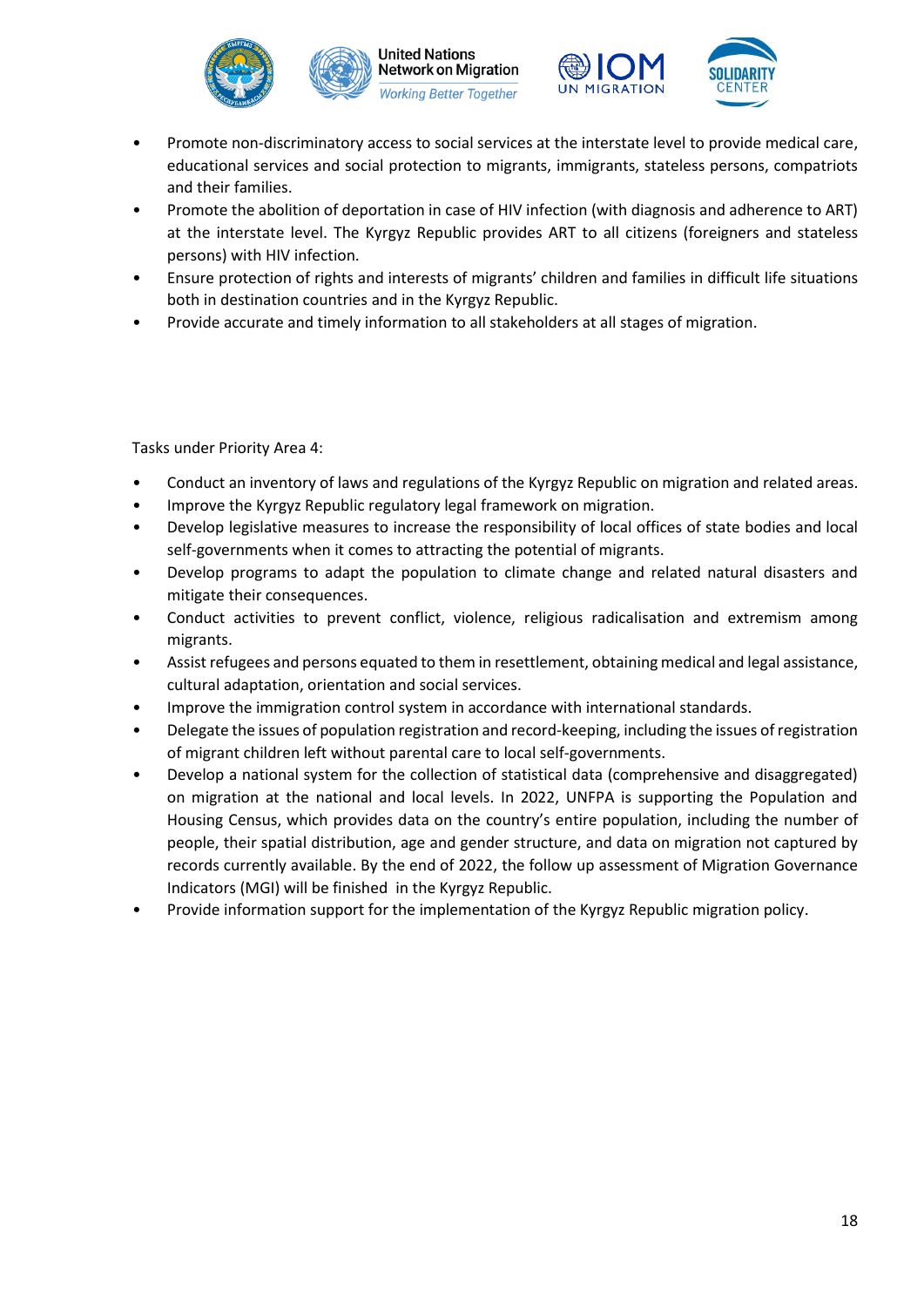- Promote non-discriminatory access to social services at the interstate level to provide medical care, educational services and social protection to migrants, immigrants, stateless persons, compatriots and their families.
- Promote the abolition of deportation in case of HIV infection (with diagnosis and adherence to ART) at the interstate level. The Kyrgyz Republic provides ART to all citizens (foreigners and stateless persons) with HIV infection.
- Ensure protection of rights and interests of migrants' children and families in difficult life situations both in destination countries and in the Kyrgyz Republic.
- Provide accurate and timely information to all stakeholders at all stages of migration.

Tasks under Priority Area 4:

- Conduct an inventory of laws and regulations of the Kyrgyz Republic on migration and related areas.
- Improve the Kyrgyz Republic regulatory legal framework on migration.
- Develop legislative measures to increase the responsibility of local offices of state bodies and local self-governments when it comes to attracting the potential of migrants.
- Develop programs to adapt the population to climate change and related natural disasters and mitigate their consequences.
- Conduct activities to prevent conflict, violence, religious radicalisation and extremism among migrants.
- Assist refugees and persons equated to them in resettlement, obtaining medical and legal assistance, cultural adaptation, orientation and social services.
- Improve the immigration control system in accordance with international standards.
- Delegate the issues of population registration and record-keeping, including the issues of registration of migrant children left without parental care to local self-governments.
- Develop a national system for the collection of statistical data (comprehensive and disaggregated) on migration at the national and local levels. In 2022, UNFPA is supporting the Population and Housing Census, which provides data on the country's entire population, including the number of people, their spatial distribution, age and gender structure, and data on migration not captured by records currently available. By the end of 2022, the follow up assessment of Migration Governance Indicators (MGI) will be finished in the Kyrgyz Republic.
- Provide information support for the implementation of the Kyrgyz Republic migration policy.